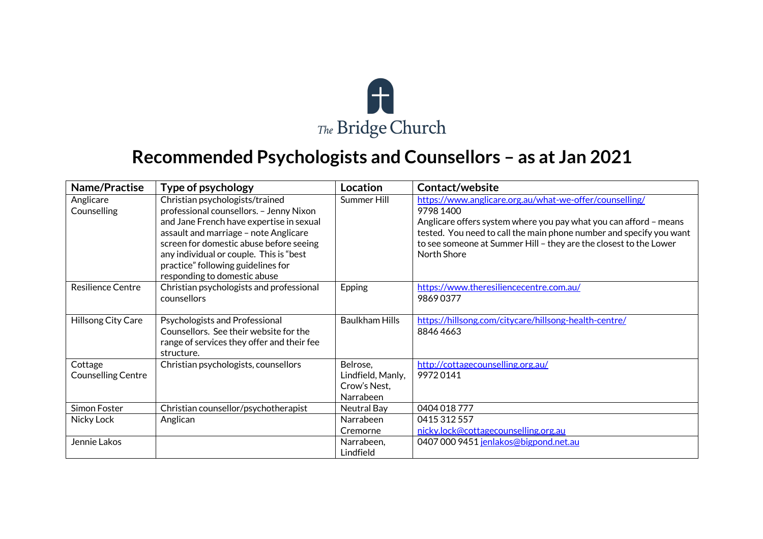The Bridge Church

# Recommended Psychologists and Counsellors – as at Jan 2021

| Name/Practise | Type of psychology | Location | Contact/website |
| --- | --- | --- | --- |
| Anglicare Counselling | Christian psychologists/trained professional counsellors. – Jenny Nixon and Jane French have expertise in sexual assault and marriage – note Anglicare screen for domestic abuse before seeing any individual or couple. This is "best practice" following guidelines for responding to domestic abuse | Summer Hill | https://www.anglicare.org.au/what-we-offer/counselling/ 9798 1400 Anglicare offers system where you pay what you can afford – means tested. You need to call the main phone number and specify you want to see someone at Summer Hill – they are the closest to the Lower North Shore |
| Resilience Centre | Christian psychologists and professional counsellors | Epping | https://www.theresiliencecentre.com.au/ 9869 0377 |
| Hillsong City Care | Psychologists and Professional Counsellors. See their website for the range of services they offer and their fee structure. | Baulkham Hills | https://hillsong.com/citycare/hillsong-health-centre/ 8846 4663 |
| Cottage Counselling Centre | Christian psychologists, counsellors | Belrose, Lindfield, Manly, Crow's Nest, Narrabeen | http://cottagecounselling.org.au/ 9972 0141 |
| Simon Foster | Christian counsellor/psychotherapist | Neutral Bay | 0404 018 777 |
| Nicky Lock | Anglican | Narrabeen Cremorne | 0415 312 557 nicky.lock@cottagecounselling.org.au |
| Jennie Lakos | | Narrabeen, Lindfield | 0407 000 9451 jenlakos@bigpond.net.au |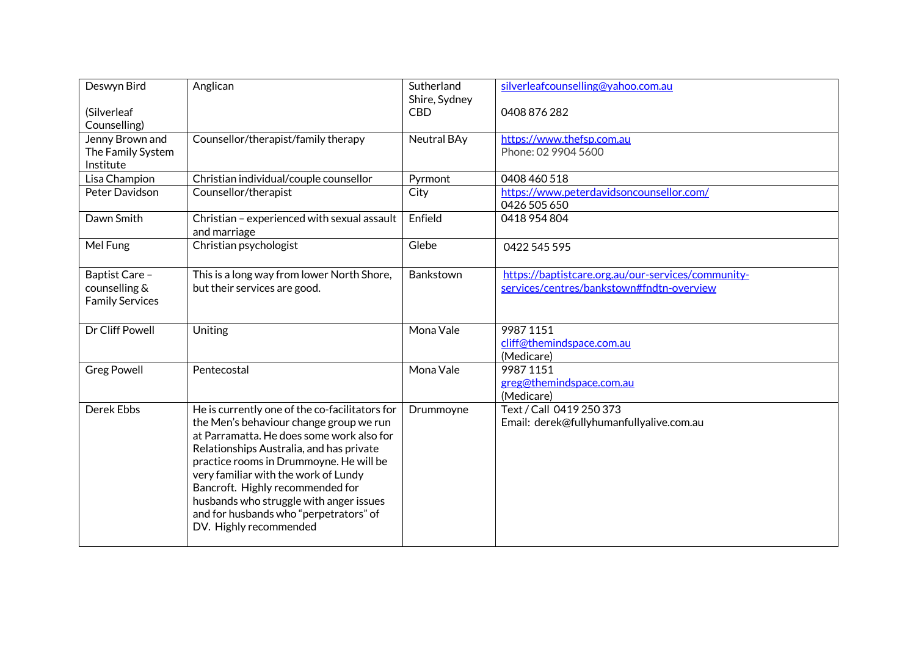| Deswyn Bird<br><br>(Silverleaf Counselling) | Anglican | Sutherland Shire, Sydney CBD | silverleafcounselling@yahoo.com.au<br><br>0408 876 282 |
|---|---|---|---|
| Jenny Brown and The Family System Institute | Counsellor/therapist/family therapy | Neutral BAy | https://www.thefsp.com.au<br>Phone: 02 9904 5600 |
| Lisa Champion | Christian individual/couple counsellor | Pyrmont | 0408 460 518 |
| Peter Davidson | Counsellor/therapist | City | https://www.peterdavidsoncounsellor.com/<br>0426 505 650 |
| Dawn Smith | Christian – experienced with sexual assault and marriage | Enfield | 0418 954 804 |
| Mel Fung | Christian psychologist | Glebe | 0422 545 595 |
| Baptist Care – counselling & Family Services | This is a long way from lower North Shore, but their services are good. | Bankstown | https://baptistcare.org.au/our-services/community-services/centres/bankstown#fndtn-overview |
| Dr Cliff Powell | Uniting | Mona Vale | 9987 1151<br>cliff@themindspace.com.au<br>(Medicare) |
| Greg Powell | Pentecostal | Mona Vale | 9987 1151<br>greg@themindspace.com.au<br>(Medicare) |
| Derek Ebbs | He is currently one of the co-facilitators for the Men's behaviour change group we run at Parramatta. He does some work also for Relationships Australia, and has private practice rooms in Drummoyne. He will be very familiar with the work of Lundy Bancroft. Highly recommended for husbands who struggle with anger issues and for husbands who "perpetrators" of DV. Highly recommended | Drummoyne | Text / Call 0419 250 373<br>Email: derek@fullyhumanfullyalive.com.au |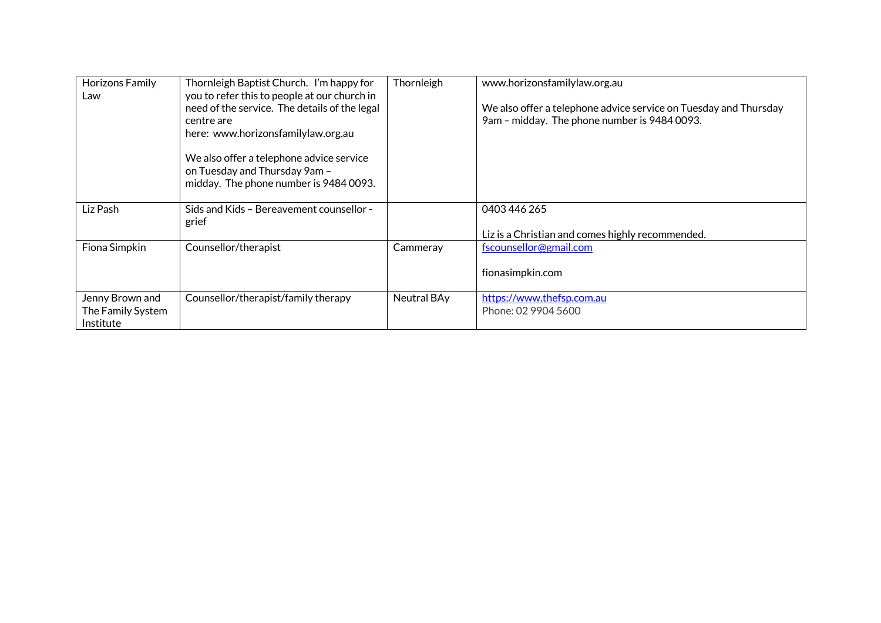| | | | |
|---|---|---|---|
| Horizons Family Law | Thornleigh Baptist Church. I'm happy for you to refer this to people at our church in need of the service. The details of the legal centre are here: www.horizonsfamilylaw.org.au<br><br>We also offer a telephone advice service on Tuesday and Thursday 9am – midday. The phone number is 9484 0093. | Thornleigh | www.horizonsfamilylaw.org.au<br><br>We also offer a telephone advice service on Tuesday and Thursday 9am – midday. The phone number is 9484 0093. |
| Liz Pash | Sids and Kids – Bereavement counsellor - grief | | 0403 446 265<br><br>Liz is a Christian and comes highly recommended. |
| Fiona Simpkin | Counsellor/therapist | Cammeray | fscounsellor@gmail.com<br><br>fionasimpkin.com |
| Jenny Brown and The Family System Institute | Counsellor/therapist/family therapy | Neutral BAy | https://www.thefsp.com.au<br>Phone: 02 9904 5600 |